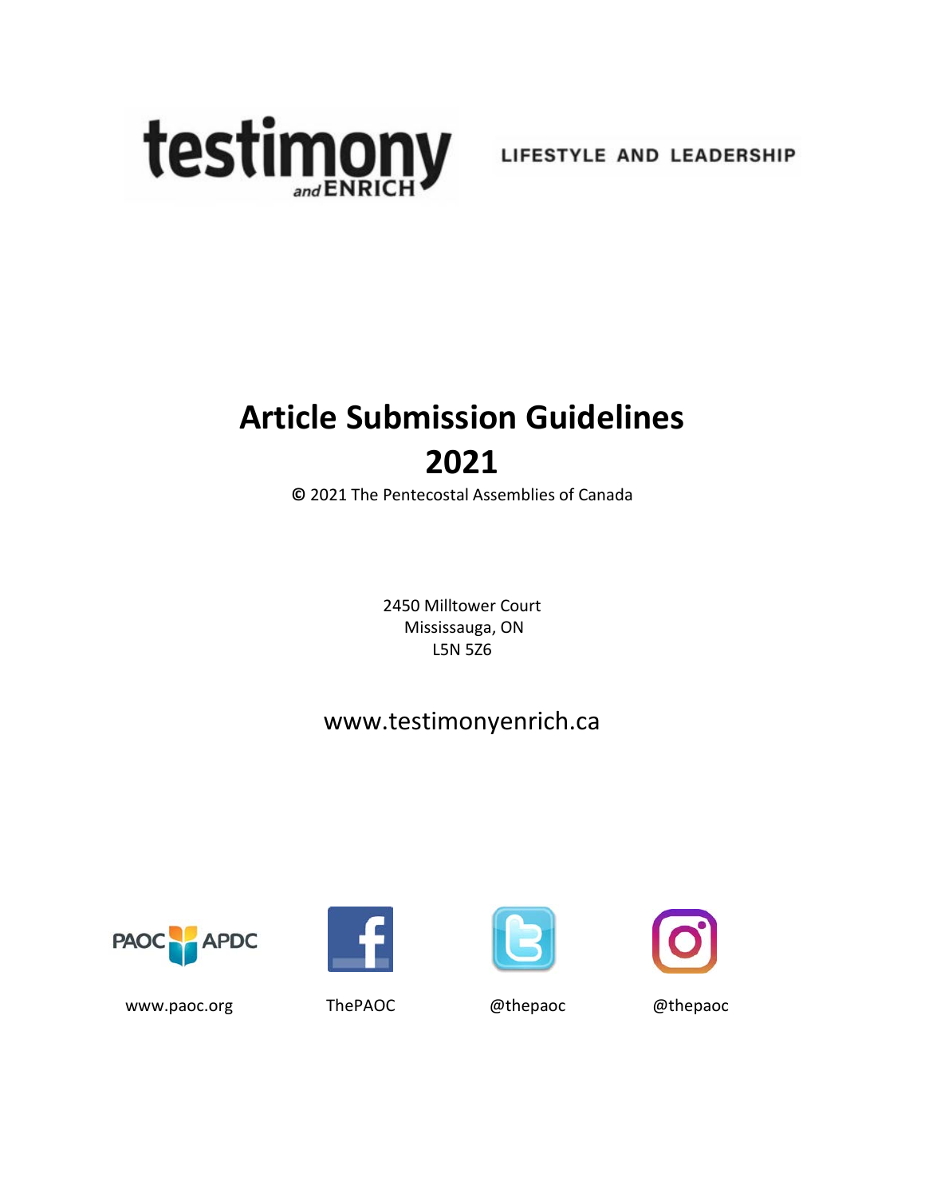testimony and ENRICH

LIFESTYLE AND LEADERSHIP

# Article Submission Guidelines 2021

© 2021 The Pentecostal Assemblies of Canada

2450 Milltower Court
Mississauga, ON
L5N 5Z6

www.testimonyenrich.ca

PAOC APDC

www.paoc.org

ThePAOC

@thepaoc

@thepaoc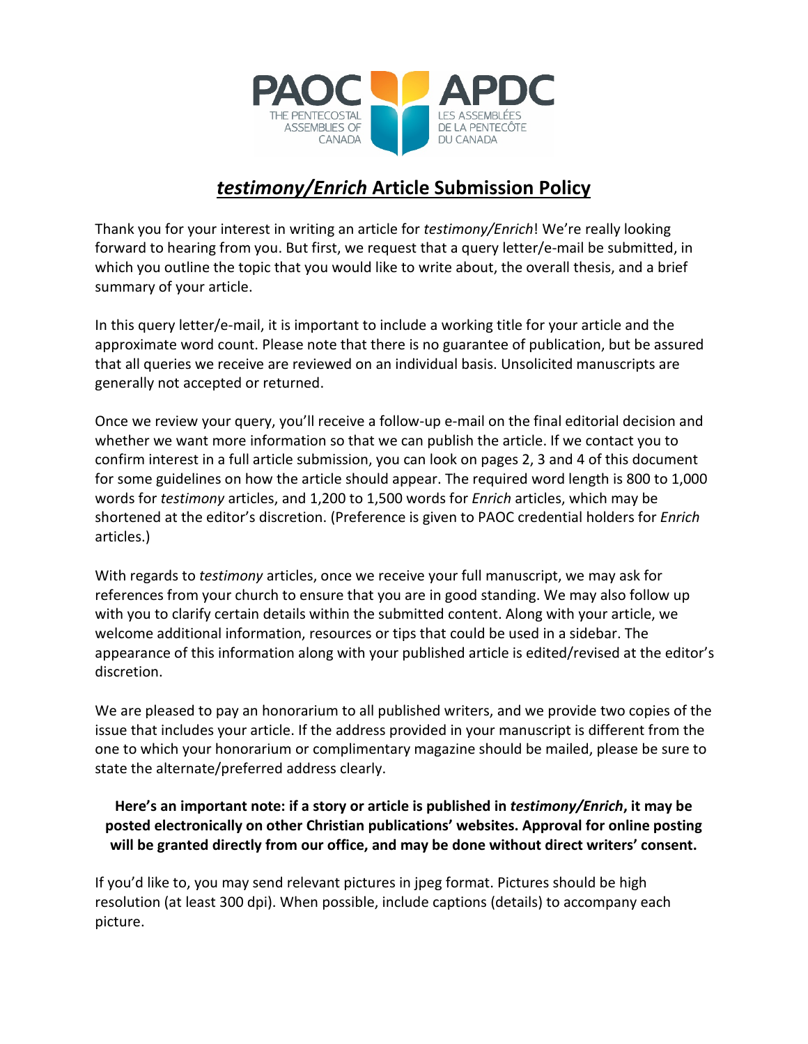# *testimony/Enrich* Article Submission Policy

Thank you for your interest in writing an article for *testimony/Enrich*! We're really looking forward to hearing from you. But first, we request that a query letter/e-mail be submitted, in which you outline the topic that you would like to write about, the overall thesis, and a brief summary of your article.

In this query letter/e-mail, it is important to include a working title for your article and the approximate word count. Please note that there is no guarantee of publication, but be assured that all queries we receive are reviewed on an individual basis. Unsolicited manuscripts are generally not accepted or returned.

Once we review your query, you'll receive a follow-up e-mail on the final editorial decision and whether we want more information so that we can publish the article. If we contact you to confirm interest in a full article submission, you can look on pages 2, 3 and 4 of this document for some guidelines on how the article should appear. The required word length is 800 to 1,000 words for *testimony* articles, and 1,200 to 1,500 words for *Enrich* articles, which may be shortened at the editor's discretion. (Preference is given to PAOC credential holders for *Enrich* articles.)

With regards to *testimony* articles, once we receive your full manuscript, we may ask for references from your church to ensure that you are in good standing. We may also follow up with you to clarify certain details within the submitted content. Along with your article, we welcome additional information, resources or tips that could be used in a sidebar. The appearance of this information along with your published article is edited/revised at the editor's discretion.

We are pleased to pay an honorarium to all published writers, and we provide two copies of the issue that includes your article. If the address provided in your manuscript is different from the one to which your honorarium or complimentary magazine should be mailed, please be sure to state the alternate/preferred address clearly.

**Here's an important note: if a story or article is published in *testimony/Enrich*, it may be posted electronically on other Christian publications' websites. Approval for online posting will be granted directly from our office, and may be done without direct writers' consent.**

If you'd like to, you may send relevant pictures in jpeg format. Pictures should be high resolution (at least 300 dpi). When possible, include captions (details) to accompany each picture.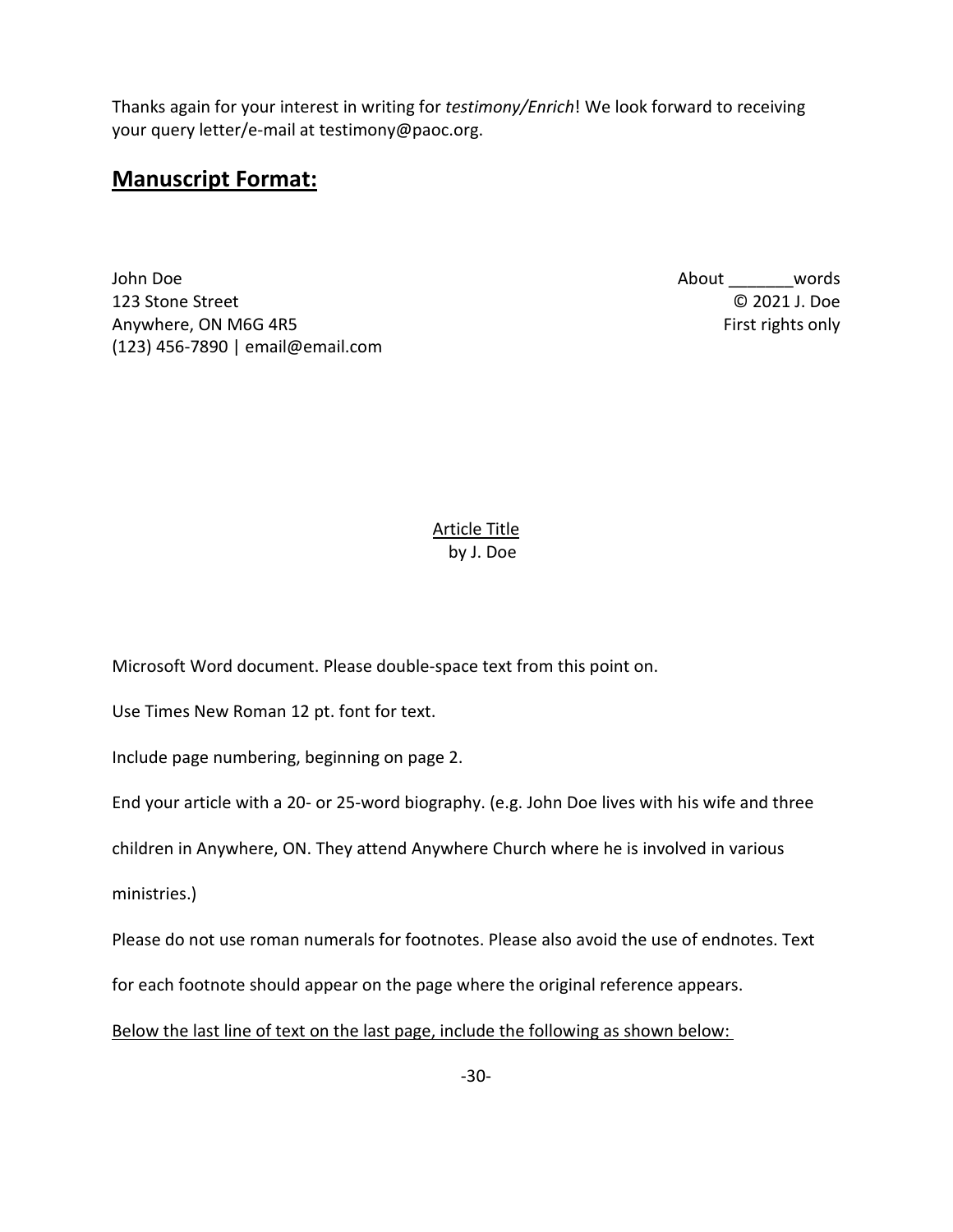Thanks again for your interest in writing for *testimony/Enrich*! We look forward to receiving your query letter/e-mail at testimony@paoc.org.

## **Manuscript Format:**

| | |
|---|---|
| John Doe | About _______words |
| 123 Stone Street | © 2021 J. Doe |
| Anywhere, ON M6G 4R5 | First rights only |
| (123) 456-7890 \| email@email.com | |

<u>Article Title</u>
by J. Doe

Microsoft Word document. Please double-space text from this point on.

Use Times New Roman 12 pt. font for text.

Include page numbering, beginning on page 2.

End your article with a 20- or 25-word biography. (e.g. John Doe lives with his wife and three children in Anywhere, ON. They attend Anywhere Church where he is involved in various ministries.)

Please do not use roman numerals for footnotes. Please also avoid the use of endnotes. Text for each footnote should appear on the page where the original reference appears.

<u>Below the last line of text on the last page, include the following as shown below:</u>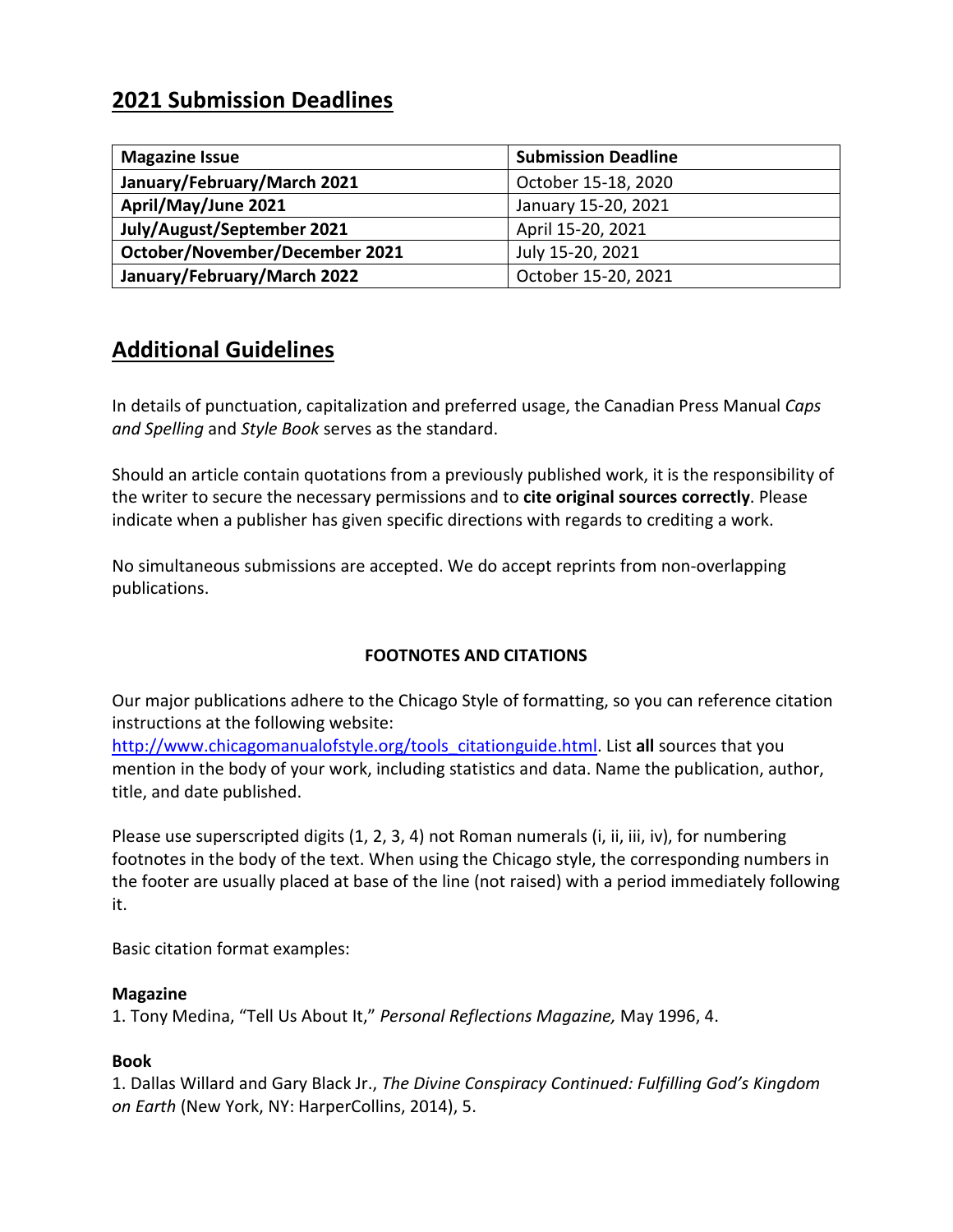## 2021 Submission Deadlines

| Magazine Issue | Submission Deadline |
|---|---|
| **January/February/March 2021** | October 15-18, 2020 |
| **April/May/June 2021** | January 15-20, 2021 |
| **July/August/September 2021** | April 15-20, 2021 |
| **October/November/December 2021** | July 15-20, 2021 |
| **January/February/March 2022** | October 15-20, 2021 |

## Additional Guidelines

In details of punctuation, capitalization and preferred usage, the Canadian Press Manual *Caps and Spelling* and *Style Book* serves as the standard.

Should an article contain quotations from a previously published work, it is the responsibility of the writer to secure the necessary permissions and to **cite original sources correctly**. Please indicate when a publisher has given specific directions with regards to crediting a work.

No simultaneous submissions are accepted. We do accept reprints from non-overlapping publications.

**FOOTNOTES AND CITATIONS**

Our major publications adhere to the Chicago Style of formatting, so you can reference citation instructions at the following website: http://www.chicagomanualofstyle.org/tools_citationguide.html. List **all** sources that you mention in the body of your work, including statistics and data. Name the publication, author, title, and date published.

Please use superscripted digits (1, 2, 3, 4) not Roman numerals (i, ii, iii, iv), for numbering footnotes in the body of the text. When using the Chicago style, the corresponding numbers in the footer are usually placed at base of the line (not raised) with a period immediately following it.

Basic citation format examples:

**Magazine**
1. Tony Medina, "Tell Us About It," *Personal Reflections Magazine,* May 1996, 4.

**Book**
1. Dallas Willard and Gary Black Jr., *The Divine Conspiracy Continued: Fulfilling God's Kingdom on Earth* (New York, NY: HarperCollins, 2014), 5.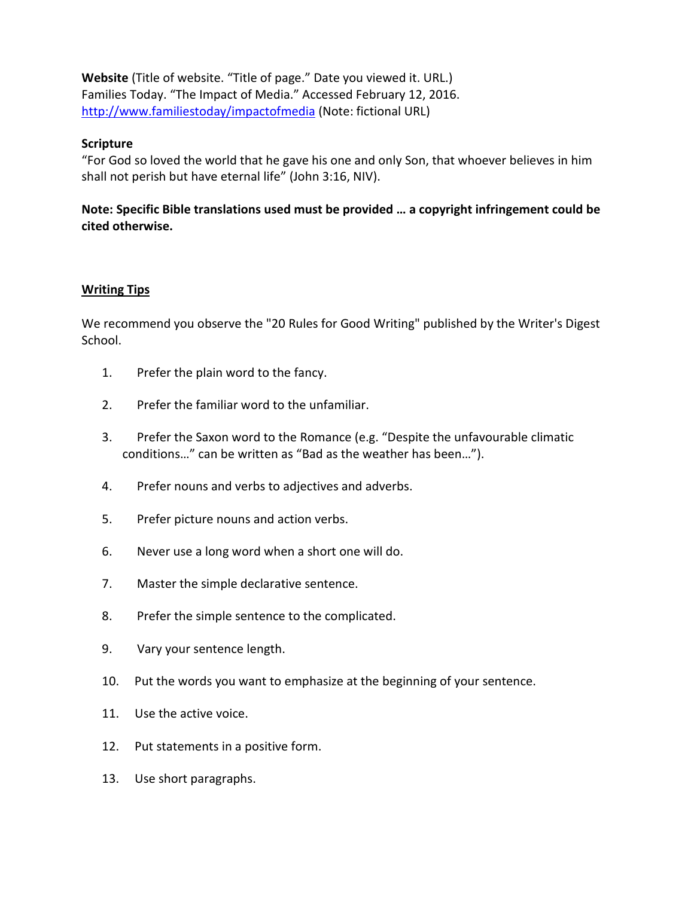**Website** (Title of website. "Title of page." Date you viewed it. URL.)
Families Today. "The Impact of Media." Accessed February 12, 2016.
[http://www.familiestoday/impactofmedia](http://www.familiestoday/impactofmedia) (Note: fictional URL)

**Scripture**
"For God so loved the world that he gave his one and only Son, that whoever believes in him shall not perish but have eternal life" (John 3:16, NIV).

**Note: Specific Bible translations used must be provided … a copyright infringement could be cited otherwise.**

## Writing Tips

We recommend you observe the "20 Rules for Good Writing" published by the Writer's Digest School.

1. Prefer the plain word to the fancy.
2. Prefer the familiar word to the unfamiliar.
3. Prefer the Saxon word to the Romance (e.g. "Despite the unfavourable climatic conditions…" can be written as "Bad as the weather has been…").
4. Prefer nouns and verbs to adjectives and adverbs.
5. Prefer picture nouns and action verbs.
6. Never use a long word when a short one will do.
7. Master the simple declarative sentence.
8. Prefer the simple sentence to the complicated.
9. Vary your sentence length.
10. Put the words you want to emphasize at the beginning of your sentence.
11. Use the active voice.
12. Put statements in a positive form.
13. Use short paragraphs.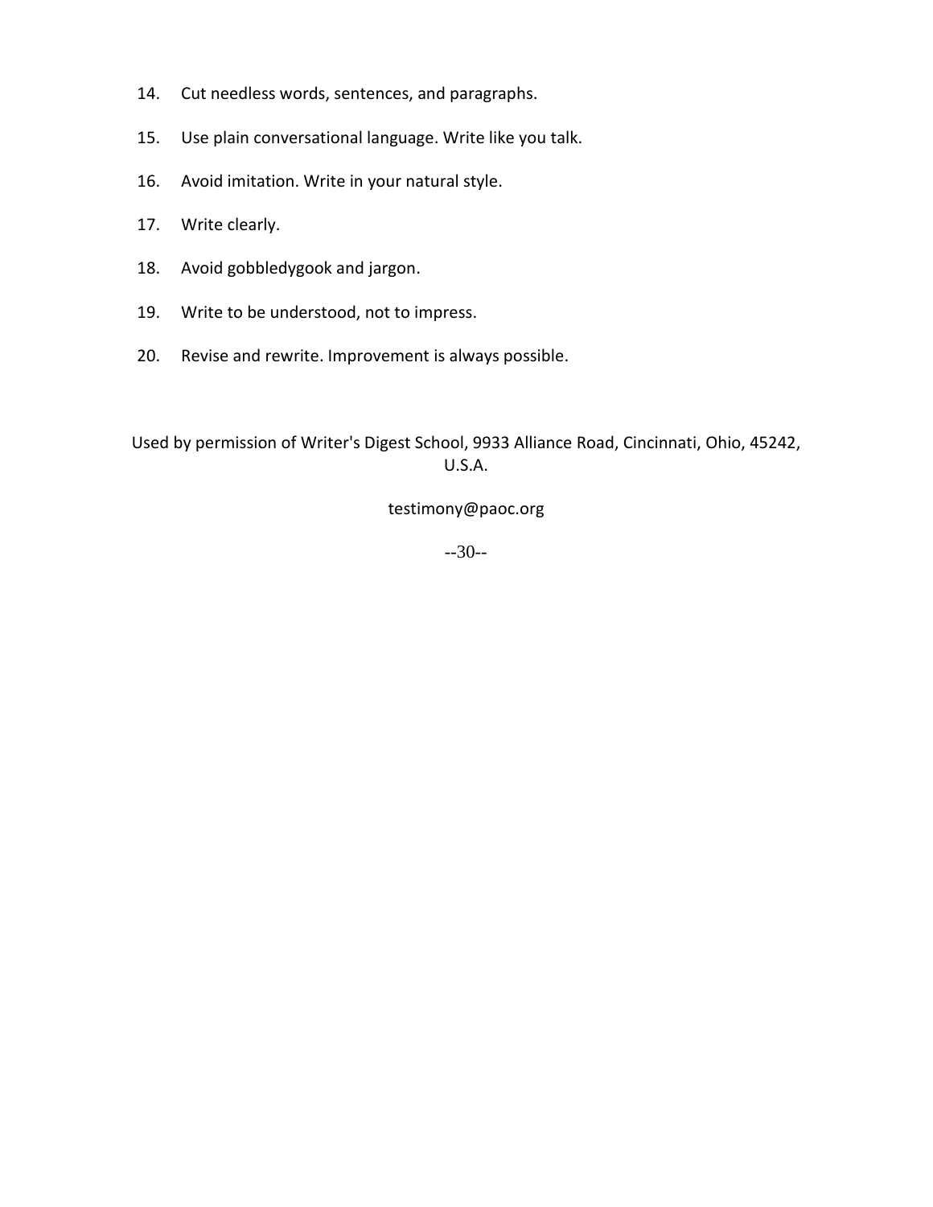14. Cut needless words, sentences, and paragraphs.
15. Use plain conversational language. Write like you talk.
16. Avoid imitation. Write in your natural style.
17. Write clearly.
18. Avoid gobbledygook and jargon.
19. Write to be understood, not to impress.
20. Revise and rewrite. Improvement is always possible.

Used by permission of Writer's Digest School, 9933 Alliance Road, Cincinnati, Ohio, 45242, U.S.A.

testimony@paoc.org

--30--